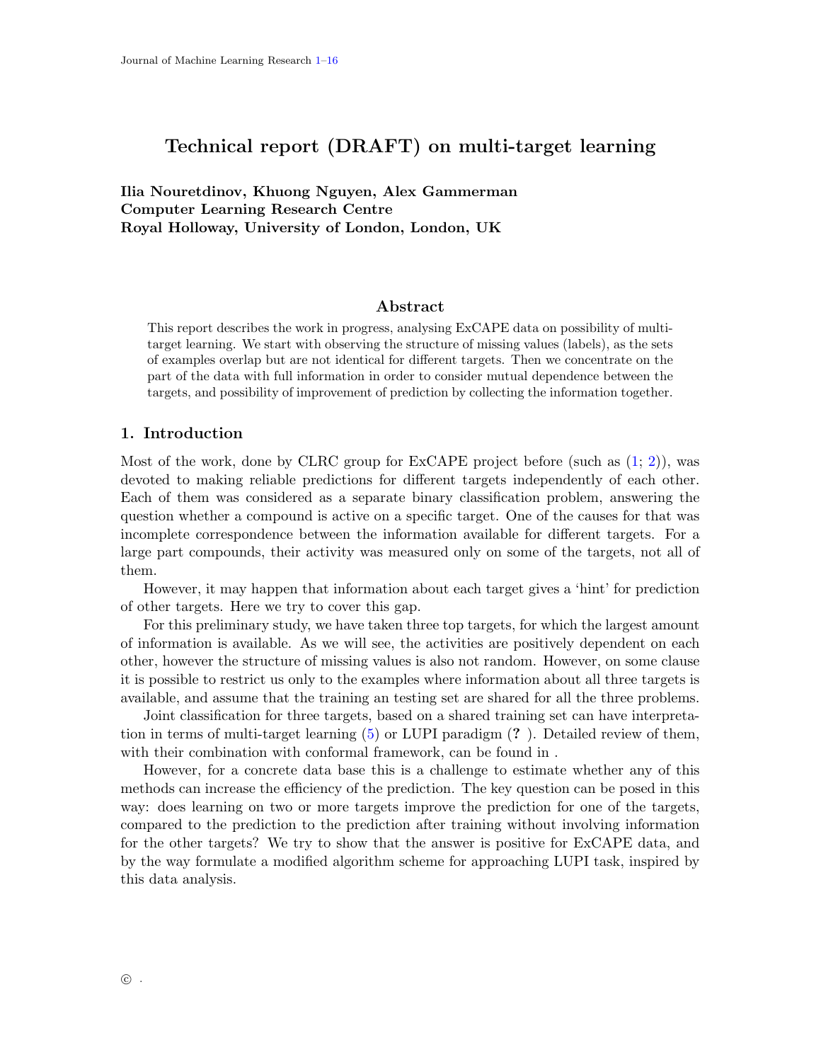# Technical report (DRAFT) on multi-target learning

**Ilia Nouretdinov, Khuong Nguyen, Alex Gammerman**
**Computer Learning Research Centre**
**Royal Holloway, University of London, London, UK**

## Abstract

This report describes the work in progress, analysing ExCAPE data on possibility of multi-target learning. We start with observing the structure of missing values (labels), as the sets of examples overlap but are not identical for different targets. Then we concentrate on the part of the data with full information in order to consider mutual dependence between the targets, and possibility of improvement of prediction by collecting the information together.

## 1. Introduction

Most of the work, done by CLRC group for ExCAPE project before (such as (1; 2)), was devoted to making reliable predictions for different targets independently of each other. Each of them was considered as a separate binary classification problem, answering the question whether a compound is active on a specific target. One of the causes for that was incomplete correspondence between the information available for different targets. For a large part compounds, their activity was measured only on some of the targets, not all of them.

However, it may happen that information about each target gives a 'hint' for prediction of other targets. Here we try to cover this gap.

For this preliminary study, we have taken three top targets, for which the largest amount of information is available. As we will see, the activities are positively dependent on each other, however the structure of missing values is also not random. However, on some clause it is possible to restrict us only to the examples where information about all three targets is available, and assume that the training an testing set are shared for all the three problems.

Joint classification for three targets, based on a shared training set can have interpretation in terms of multi-target learning (5) or LUPI paradigm (**?** ). Detailed review of them, with their combination with conformal framework, can be found in .

However, for a concrete data base this is a challenge to estimate whether any of this methods can increase the efficiency of the prediction. The key question can be posed in this way: does learning on two or more targets improve the prediction for one of the targets, compared to the prediction to the prediction after training without involving information for the other targets? We try to show that the answer is positive for ExCAPE data, and by the way formulate a modified algorithm scheme for approaching LUPI task, inspired by this data analysis.

© .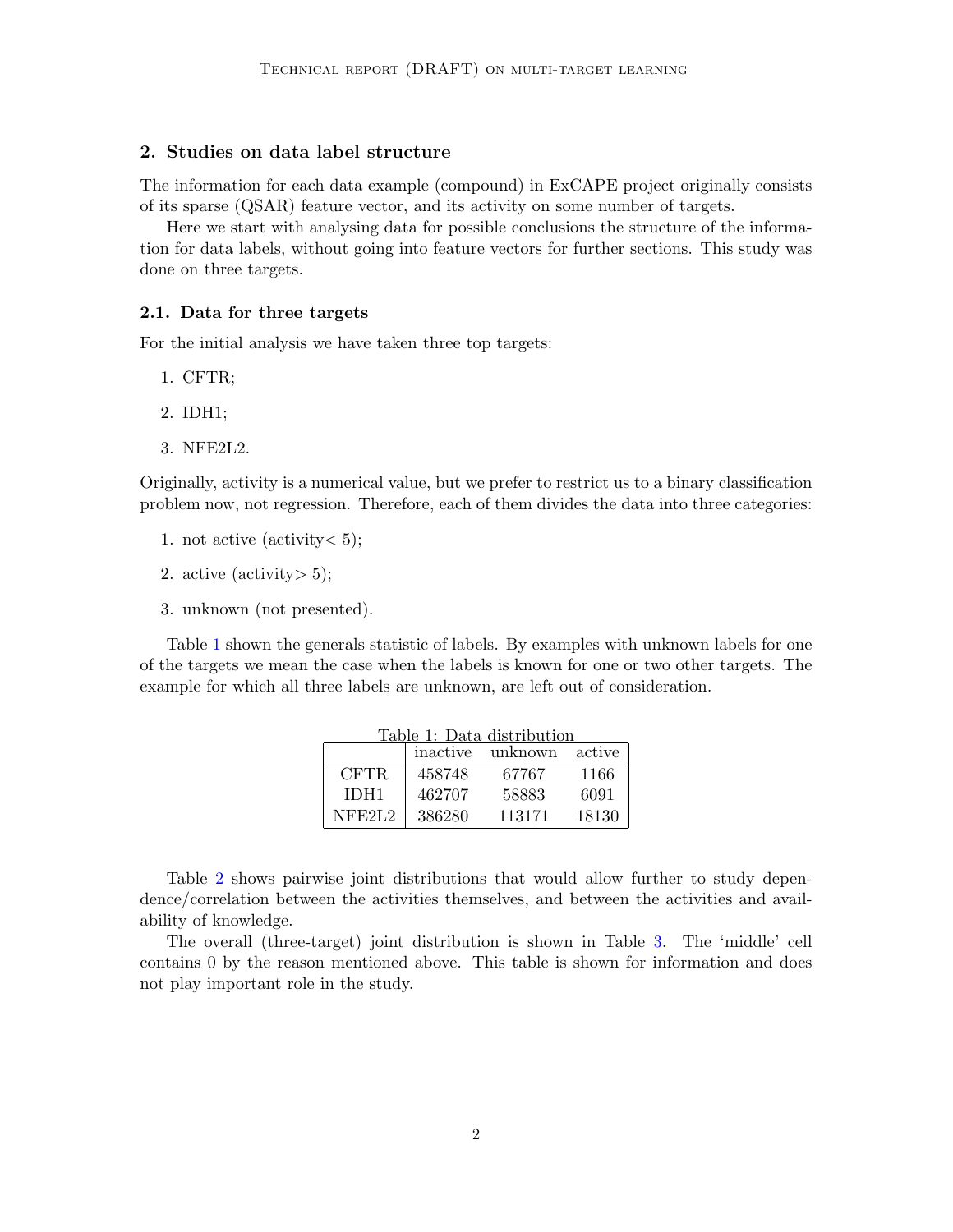## 2. Studies on data label structure

The information for each data example (compound) in ExCAPE project originally consists of its sparse (QSAR) feature vector, and its activity on some number of targets.

Here we start with analysing data for possible conclusions the structure of the information for data labels, without going into feature vectors for further sections. This study was done on three targets.

### 2.1. Data for three targets

For the initial analysis we have taken three top targets:

1. CFTR;
2. IDH1;
3. NFE2L2.

Originally, activity is a numerical value, but we prefer to restrict us to a binary classification problem now, not regression. Therefore, each of them divides the data into three categories:

1. not active (activity $< 5$);
2. active (activity $> 5$);
3. unknown (not presented).

Table 1 shown the generals statistic of labels. By examples with unknown labels for one of the targets we mean the case when the labels is known for one or two other targets. The example for which all three labels are unknown, are left out of consideration.

Table 1: Data distribution

| | inactive | unknown | active |
|---|---|---|---|
| CFTR | 458748 | 67767 | 1166 |
| IDH1 | 462707 | 58883 | 6091 |
| NFE2L2 | 386280 | 113171 | 18130 |

Table 2 shows pairwise joint distributions that would allow further to study dependence/correlation between the activities themselves, and between the activities and availability of knowledge.

The overall (three-target) joint distribution is shown in Table 3. The 'middle' cell contains 0 by the reason mentioned above. This table is shown for information and does not play important role in the study.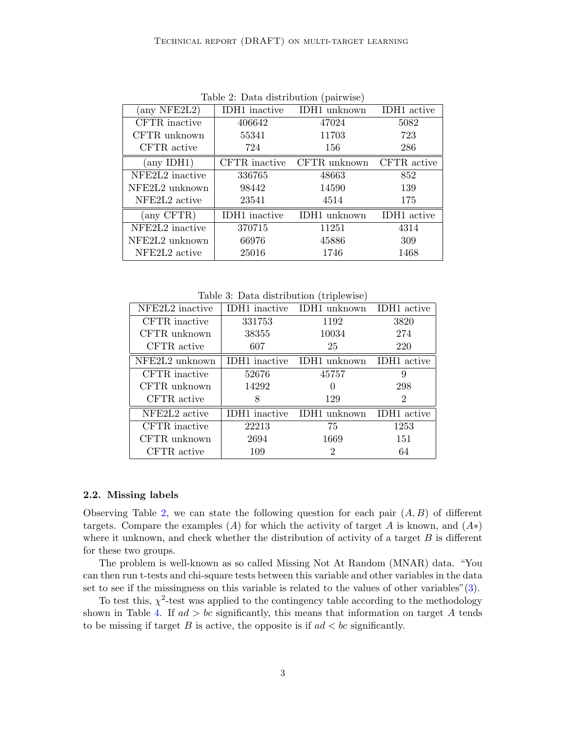Table 2: Data distribution (pairwise)

| (any NFE2L2) | IDH1 inactive | IDH1 unknown | IDH1 active |
|---|---|---|---|
| CFTR inactive | 406642 | 47024 | 5082 |
| CFTR unknown | 55341 | 11703 | 723 |
| CFTR active | 724 | 156 | 286 |
| **(any IDH1)** | **CFTR inactive** | **CFTR unknown** | **CFTR active** |
| NFE2L2 inactive | 336765 | 48663 | 852 |
| NFE2L2 unknown | 98442 | 14590 | 139 |
| NFE2L2 active | 23541 | 4514 | 175 |
| **(any CFTR)** | **IDH1 inactive** | **IDH1 unknown** | **IDH1 active** |
| NFE2L2 inactive | 370715 | 11251 | 4314 |
| NFE2L2 unknown | 66976 | 45886 | 309 |
| NFE2L2 active | 25016 | 1746 | 1468 |

Table 3: Data distribution (triplewise)

| NFE2L2 inactive | IDH1 inactive | IDH1 unknown | IDH1 active |
|---|---|---|---|
| CFTR inactive | 331753 | 1192 | 3820 |
| CFTR unknown | 38355 | 10034 | 274 |
| CFTR active | 607 | 25 | 220 |
| **NFE2L2 unknown** | **IDH1 inactive** | **IDH1 unknown** | **IDH1 active** |
| CFTR inactive | 52676 | 45757 | 9 |
| CFTR unknown | 14292 | 0 | 298 |
| CFTR active | 8 | 129 | 2 |
| **NFE2L2 active** | **IDH1 inactive** | **IDH1 unknown** | **IDH1 active** |
| CFTR inactive | 22213 | 75 | 1253 |
| CFTR unknown | 2694 | 1669 | 151 |
| CFTR active | 109 | 2 | 64 |

### 2.2. Missing labels

Observing Table 2, we can state the following question for each pair $(A, B)$ of different targets. Compare the examples $(A)$ for which the activity of target $A$ is known, and $(A*)$ where it unknown, and check whether the distribution of activity of a target $B$ is different for these two groups.

The problem is well-known as so called Missing Not At Random (MNAR) data. "You can then run t-tests and chi-square tests between this variable and other variables in the data set to see if the missingness on this variable is related to the values of other variables"(3).

To test this, $\chi^2$-test was applied to the contingency table according to the methodology shown in Table 4. If $ad > bc$ significantly, this means that information on target $A$ tends to be missing if target $B$ is active, the opposite is if $ad < bc$ significantly.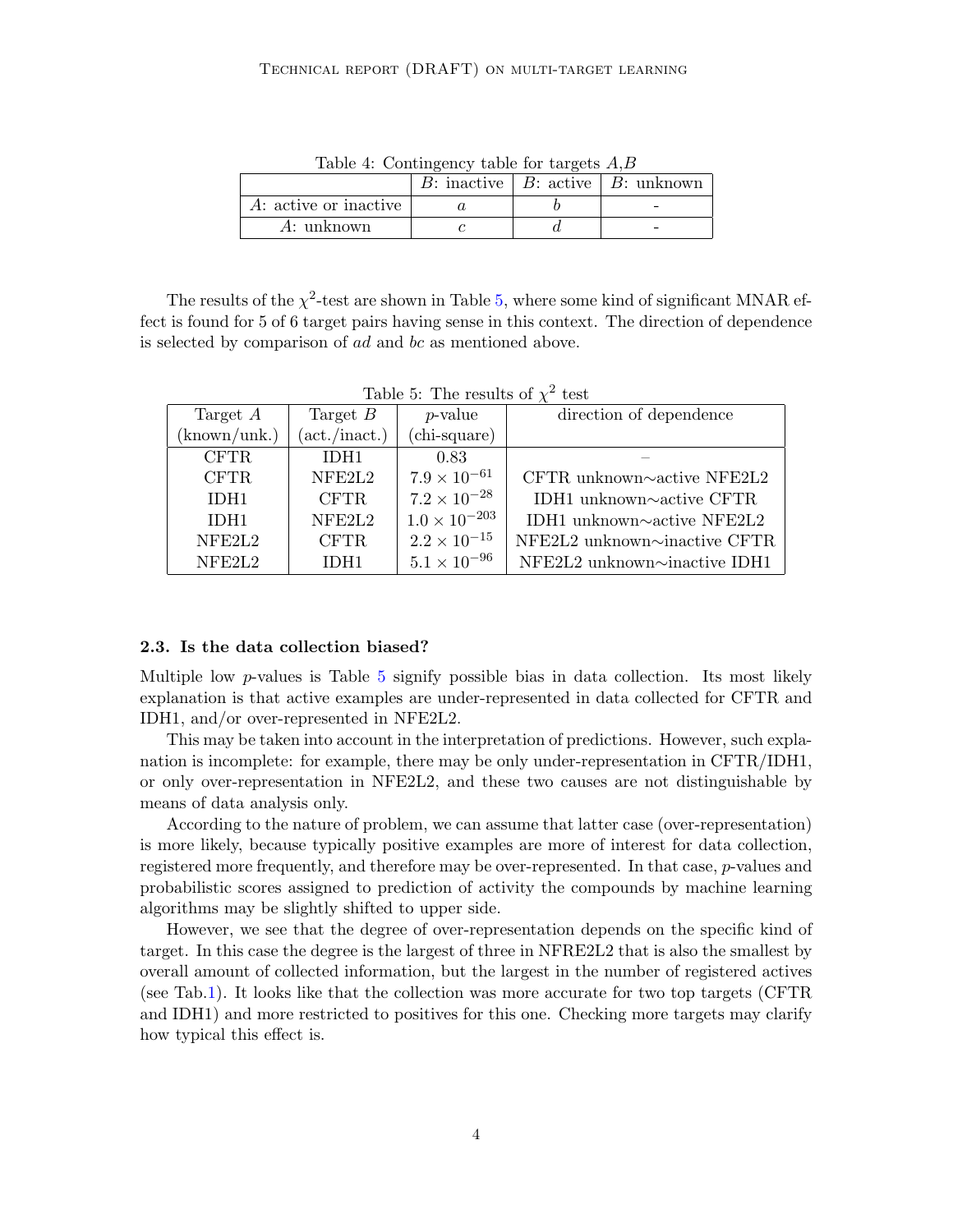Table 4: Contingency table for targets $A$,$B$

| | $B$: inactive | $B$: active | $B$: unknown |
|---|---|---|---|
| $A$: active or inactive | $a$ | $b$ | - |
| $A$: unknown | $c$ | $d$ | - |

The results of the $\chi^2$-test are shown in Table 5, where some kind of significant MNAR effect is found for 5 of 6 target pairs having sense in this context. The direction of dependence is selected by comparison of $ad$ and $bc$ as mentioned above.

Table 5: The results of $\chi^2$ test

| Target $A$ (known/unk.) | Target $B$ (act./inact.) | $p$-value (chi-square) | direction of dependence |
|---|---|---|---|
| CFTR | IDH1 | 0.83 | – |
| CFTR | NFE2L2 | $7.9 \times 10^{-61}$ | CFTR unknown∼active NFE2L2 |
| IDH1 | CFTR | $7.2 \times 10^{-28}$ | IDH1 unknown∼active CFTR |
| IDH1 | NFE2L2 | $1.0 \times 10^{-203}$ | IDH1 unknown∼active NFE2L2 |
| NFE2L2 | CFTR | $2.2 \times 10^{-15}$ | NFE2L2 unknown∼inactive CFTR |
| NFE2L2 | IDH1 | $5.1 \times 10^{-96}$ | NFE2L2 unknown∼inactive IDH1 |

### 2.3. Is the data collection biased?

Multiple low $p$-values is Table 5 signify possible bias in data collection. Its most likely explanation is that active examples are under-represented in data collected for CFTR and IDH1, and/or over-represented in NFE2L2.

This may be taken into account in the interpretation of predictions. However, such explanation is incomplete: for example, there may be only under-representation in CFTR/IDH1, or only over-representation in NFE2L2, and these two causes are not distinguishable by means of data analysis only.

According to the nature of problem, we can assume that latter case (over-representation) is more likely, because typically positive examples are more of interest for data collection, registered more frequently, and therefore may be over-represented. In that case, $p$-values and probabilistic scores assigned to prediction of activity the compounds by machine learning algorithms may be slightly shifted to upper side.

However, we see that the degree of over-representation depends on the specific kind of target. In this case the degree is the largest of three in NFRE2L2 that is also the smallest by overall amount of collected information, but the largest in the number of registered actives (see Tab.1). It looks like that the collection was more accurate for two top targets (CFTR and IDH1) and more restricted to positives for this one. Checking more targets may clarify how typical this effect is.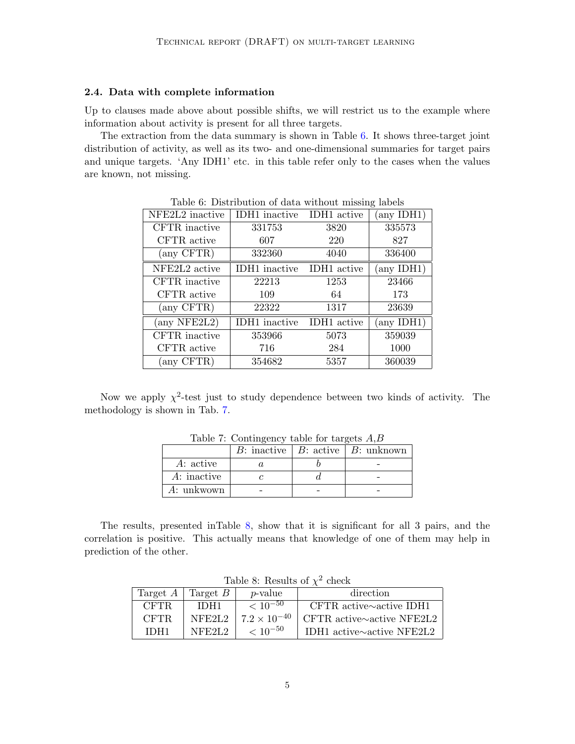### 2.4. Data with complete information

Up to clauses made above about possible shifts, we will restrict us to the example where information about activity is present for all three targets.

The extraction from the data summary is shown in Table 6. It shows three-target joint distribution of activity, as well as its two- and one-dimensional summaries for target pairs and unique targets. 'Any IDH1' etc. in this table refer only to the cases when the values are known, not missing.

Table 6: Distribution of data without missing labels

| NFE2L2 inactive | IDH1 inactive | IDH1 active | (any IDH1) |
|---|---|---|---|
| CFTR inactive | 331753 | 3820 | 335573 |
| CFTR active | 607 | 220 | 827 |
| (any CFTR) | 332360 | 4040 | 336400 |
| **NFE2L2 active** | **IDH1 inactive** | **IDH1 active** | **(any IDH1)** |
| CFTR inactive | 22213 | 1253 | 23466 |
| CFTR active | 109 | 64 | 173 |
| (any CFTR) | 22322 | 1317 | 23639 |
| **(any NFE2L2)** | **IDH1 inactive** | **IDH1 active** | **(any IDH1)** |
| CFTR inactive | 353966 | 5073 | 359039 |
| CFTR active | 716 | 284 | 1000 |
| (any CFTR) | 354682 | 5357 | 360039 |

Now we apply $\chi^2$-test just to study dependence between two kinds of activity. The methodology is shown in Tab. 7.

Table 7: Contingency table for targets $A$,$B$

| | $B$: inactive | $B$: active | $B$: unknown |
|---|---|---|---|
| $A$: active | $a$ | $b$ | - |
| $A$: inactive | $c$ | $d$ | - |
| $A$: unkwown | - | - | - |

The results, presented inTable 8, show that it is significant for all 3 pairs, and the correlation is positive. This actually means that knowledge of one of them may help in prediction of the other.

Table 8: Results of $\chi^2$ check

| Target $A$ | Target $B$ | $p$-value | direction |
|---|---|---|---|
| CFTR | IDH1 | $< 10^{-50}$ | CFTR active$\sim$active IDH1 |
| CFTR | NFE2L2 | $7.2 \times 10^{-40}$ | CFTR active$\sim$active NFE2L2 |
| IDH1 | NFE2L2 | $< 10^{-50}$ | IDH1 active$\sim$active NFE2L2 |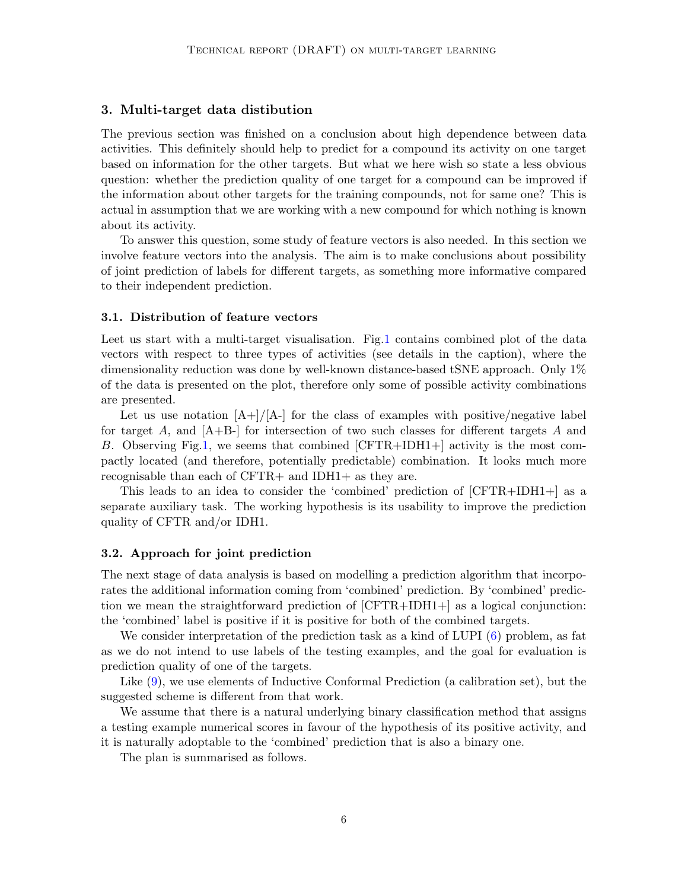## 3. Multi-target data distibution

The previous section was finished on a conclusion about high dependence between data activities. This definitely should help to predict for a compound its activity on one target based on information for the other targets. But what we here wish so state a less obvious question: whether the prediction quality of one target for a compound can be improved if the information about other targets for the training compounds, not for same one? This is actual in assumption that we are working with a new compound for which nothing is known about its activity.

To answer this question, some study of feature vectors is also needed. In this section we involve feature vectors into the analysis. The aim is to make conclusions about possibility of joint prediction of labels for different targets, as something more informative compared to their independent prediction.

### 3.1. Distribution of feature vectors

Leet us start with a multi-target visualisation. Fig.1 contains combined plot of the data vectors with respect to three types of activities (see details in the caption), where the dimensionality reduction was done by well-known distance-based tSNE approach. Only 1% of the data is presented on the plot, therefore only some of possible activity combinations are presented.

Let us use notation [A+]/[A-] for the class of examples with positive/negative label for target $A$, and [A+B-] for intersection of two such classes for different targets $A$ and $B$. Observing Fig.1, we seems that combined [CFTR+IDH1+] activity is the most compactly located (and therefore, potentially predictable) combination. It looks much more recognisable than each of CFTR+ and IDH1+ as they are.

This leads to an idea to consider the 'combined' prediction of [CFTR+IDH1+] as a separate auxiliary task. The working hypothesis is its usability to improve the prediction quality of CFTR and/or IDH1.

### 3.2. Approach for joint prediction

The next stage of data analysis is based on modelling a prediction algorithm that incorporates the additional information coming from 'combined' prediction. By 'combined' prediction we mean the straightforward prediction of [CFTR+IDH1+] as a logical conjunction: the 'combined' label is positive if it is positive for both of the combined targets.

We consider interpretation of the prediction task as a kind of LUPI (6) problem, as fat as we do not intend to use labels of the testing examples, and the goal for evaluation is prediction quality of one of the targets.

Like (9), we use elements of Inductive Conformal Prediction (a calibration set), but the suggested scheme is different from that work.

We assume that there is a natural underlying binary classification method that assigns a testing example numerical scores in favour of the hypothesis of its positive activity, and it is naturally adoptable to the 'combined' prediction that is also a binary one.

The plan is summarised as follows.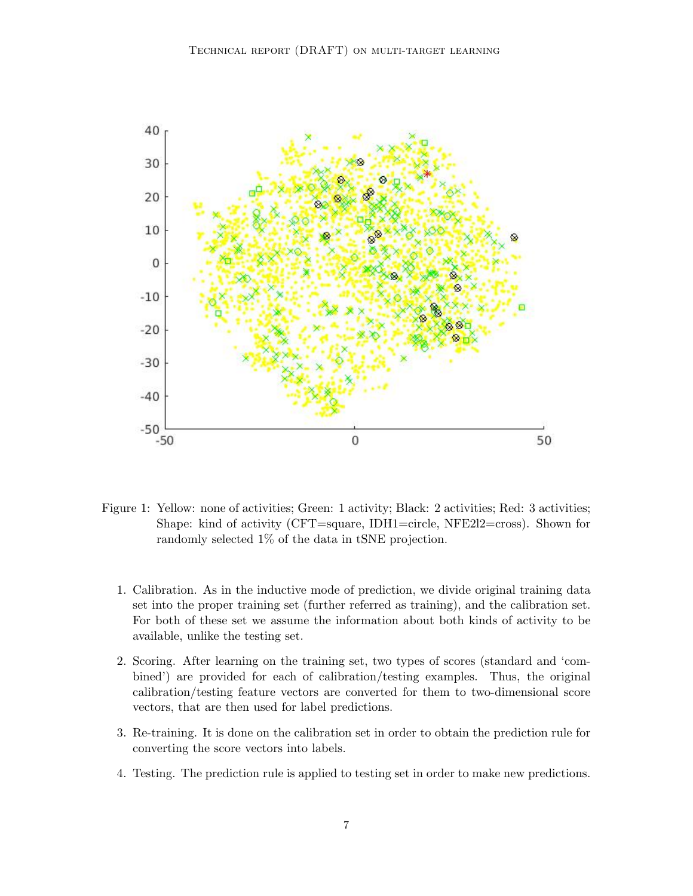Figure 1: Yellow: none of activities; Green: 1 activity; Black: 2 activities; Red: 3 activities; Shape: kind of activity (CFT=square, IDH1=circle, NFE2l2=cross). Shown for randomly selected 1% of the data in tSNE projection.

1. Calibration. As in the inductive mode of prediction, we divide original training data set into the proper training set (further referred as training), and the calibration set. For both of these set we assume the information about both kinds of activity to be available, unlike the testing set.
2. Scoring. After learning on the training set, two types of scores (standard and 'combined') are provided for each of calibration/testing examples. Thus, the original calibration/testing feature vectors are converted for them to two-dimensional score vectors, that are then used for label predictions.
3. Re-training. It is done on the calibration set in order to obtain the prediction rule for converting the score vectors into labels.
4. Testing. The prediction rule is applied to testing set in order to make new predictions.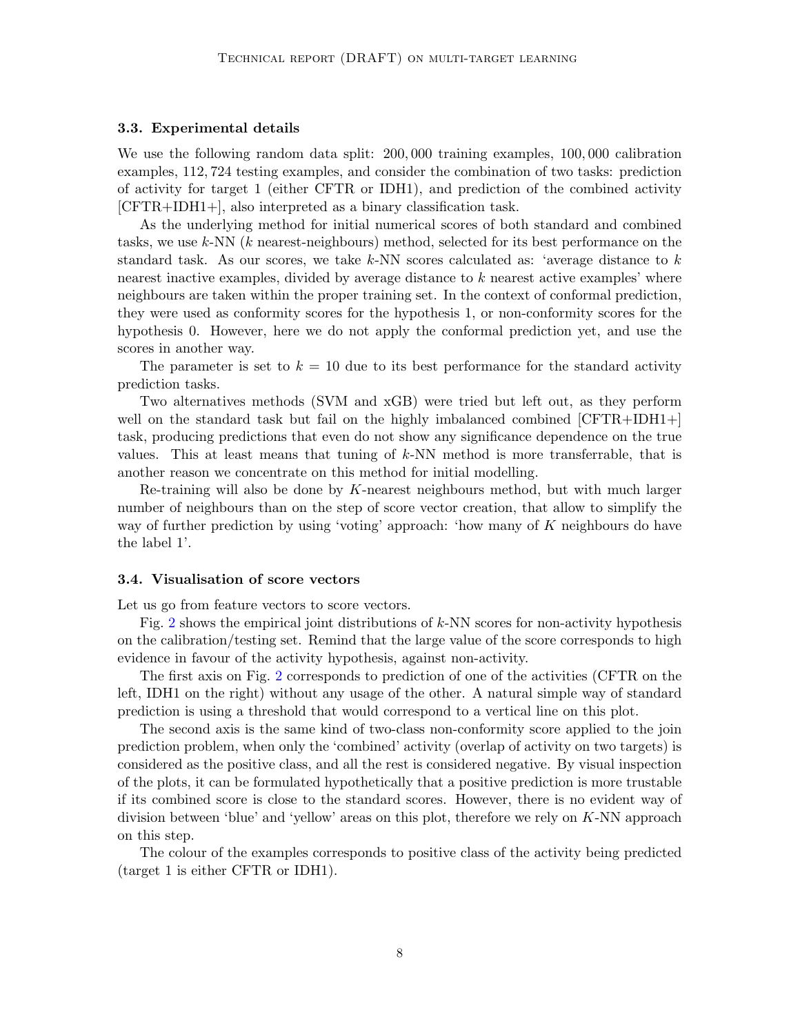### 3.3. Experimental details

We use the following random data split: 200,000 training examples, 100,000 calibration examples, 112,724 testing examples, and consider the combination of two tasks: prediction of activity for target 1 (either CFTR or IDH1), and prediction of the combined activity [CFTR+IDH1+], also interpreted as a binary classification task.

As the underlying method for initial numerical scores of both standard and combined tasks, we use $k$-NN ($k$ nearest-neighbours) method, selected for its best performance on the standard task. As our scores, we take $k$-NN scores calculated as: 'average distance to $k$ nearest inactive examples, divided by average distance to $k$ nearest active examples' where neighbours are taken within the proper training set. In the context of conformal prediction, they were used as conformity scores for the hypothesis 1, or non-conformity scores for the hypothesis 0. However, here we do not apply the conformal prediction yet, and use the scores in another way.

The parameter is set to $k = 10$ due to its best performance for the standard activity prediction tasks.

Two alternatives methods (SVM and xGB) were tried but left out, as they perform well on the standard task but fail on the highly imbalanced combined [CFTR+IDH1+] task, producing predictions that even do not show any significance dependence on the true values. This at least means that tuning of $k$-NN method is more transferrable, that is another reason we concentrate on this method for initial modelling.

Re-training will also be done by $K$-nearest neighbours method, but with much larger number of neighbours than on the step of score vector creation, that allow to simplify the way of further prediction by using 'voting' approach: 'how many of $K$ neighbours do have the label 1'.

### 3.4. Visualisation of score vectors

Let us go from feature vectors to score vectors.

Fig. 2 shows the empirical joint distributions of $k$-NN scores for non-activity hypothesis on the calibration/testing set. Remind that the large value of the score corresponds to high evidence in favour of the activity hypothesis, against non-activity.

The first axis on Fig. 2 corresponds to prediction of one of the activities (CFTR on the left, IDH1 on the right) without any usage of the other. A natural simple way of standard prediction is using a threshold that would correspond to a vertical line on this plot.

The second axis is the same kind of two-class non-conformity score applied to the join prediction problem, when only the 'combined' activity (overlap of activity on two targets) is considered as the positive class, and all the rest is considered negative. By visual inspection of the plots, it can be formulated hypothetically that a positive prediction is more trustable if its combined score is close to the standard scores. However, there is no evident way of division between 'blue' and 'yellow' areas on this plot, therefore we rely on $K$-NN approach on this step.

The colour of the examples corresponds to positive class of the activity being predicted (target 1 is either CFTR or IDH1).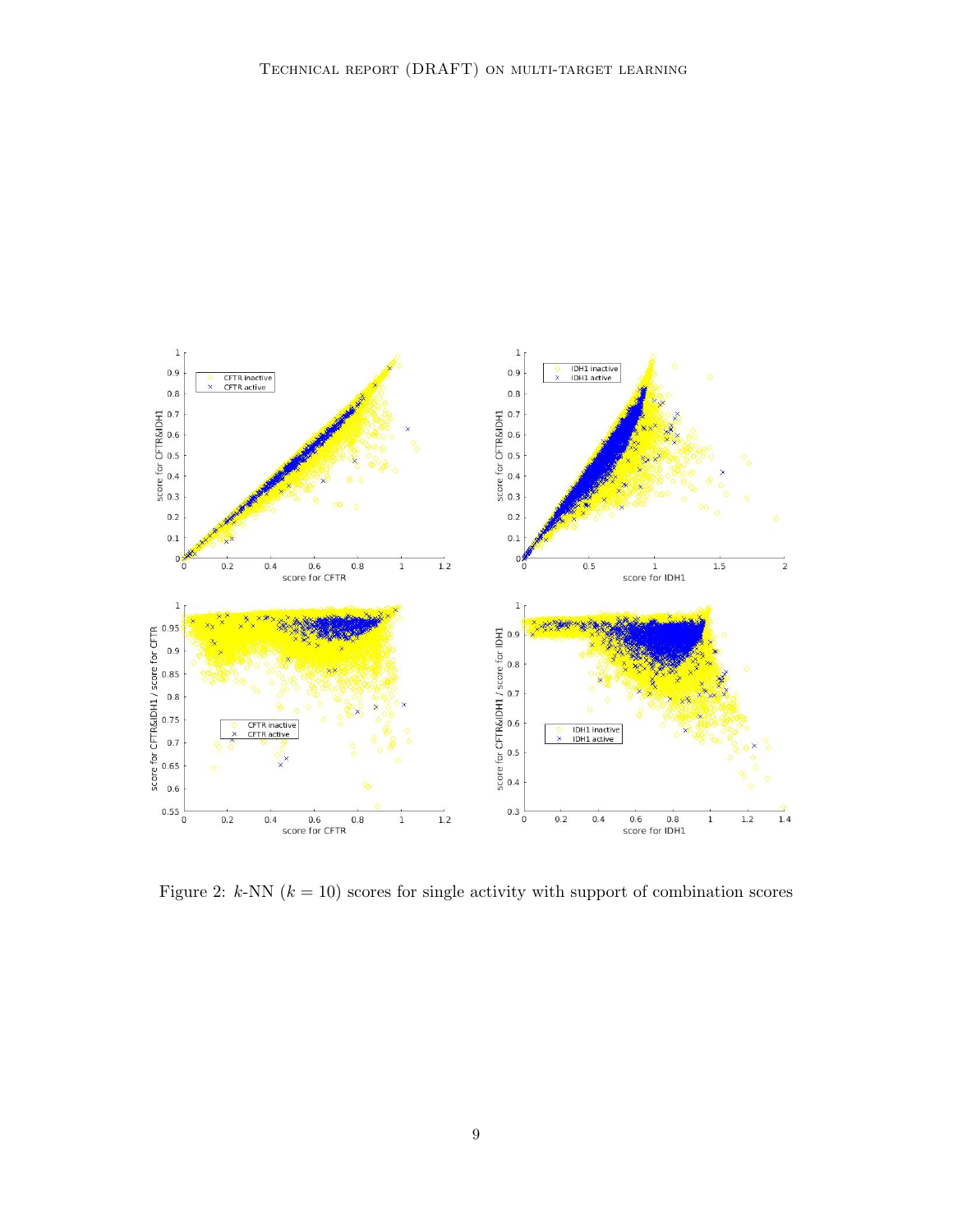Figure 2: $k$-NN ($k = 10$) scores for single activity with support of combination scores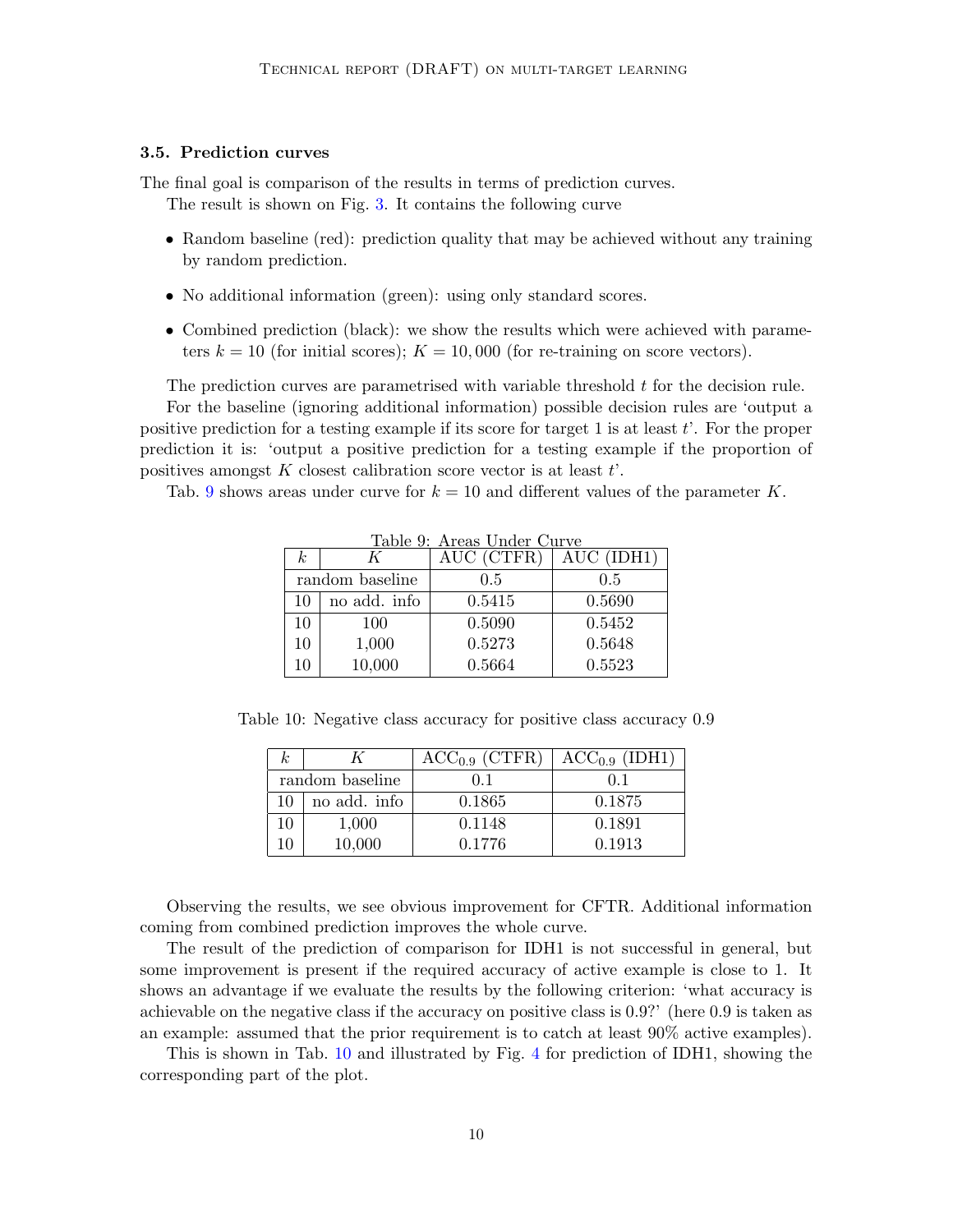### 3.5. Prediction curves

The final goal is comparison of the results in terms of prediction curves.

The result is shown on Fig. 3. It contains the following curve

- Random baseline (red): prediction quality that may be achieved without any training by random prediction.
- No additional information (green): using only standard scores.
- Combined prediction (black): we show the results which were achieved with parameters $k = 10$ (for initial scores); $K = 10,000$ (for re-training on score vectors).

The prediction curves are parametrised with variable threshold $t$ for the decision rule.

For the baseline (ignoring additional information) possible decision rules are 'output a positive prediction for a testing example if its score for target 1 is at least $t$'. For the proper prediction it is: 'output a positive prediction for a testing example if the proportion of positives amongst $K$ closest calibration score vector is at least $t$'.

Tab. 9 shows areas under curve for $k = 10$ and different values of the parameter $K$.

Table 9: Areas Under Curve

| $k$ | $K$ | AUC (CTFR) | AUC (IDH1) |
|---|---|---|---|
| random baseline | | 0.5 | 0.5 |
| 10 | no add. info | 0.5415 | 0.5690 |
| 10 | 100 | 0.5090 | 0.5452 |
| 10 | 1,000 | 0.5273 | 0.5648 |
| 10 | 10,000 | 0.5664 | 0.5523 |

Table 10: Negative class accuracy for positive class accuracy 0.9

| $k$ | $K$ | $\mathrm{ACC}_{0.9}$ (CTFR) | $\mathrm{ACC}_{0.9}$ (IDH1) |
|---|---|---|---|
| random baseline | | 0.1 | 0.1 |
| 10 | no add. info | 0.1865 | 0.1875 |
| 10 | 1,000 | 0.1148 | 0.1891 |
| 10 | 10,000 | 0.1776 | 0.1913 |

Observing the results, we see obvious improvement for CFTR. Additional information coming from combined prediction improves the whole curve.

The result of the prediction of comparison for IDH1 is not successful in general, but some improvement is present if the required accuracy of active example is close to 1. It shows an advantage if we evaluate the results by the following criterion: 'what accuracy is achievable on the negative class if the accuracy on positive class is 0.9?' (here 0.9 is taken as an example: assumed that the prior requirement is to catch at least 90% active examples).

This is shown in Tab. 10 and illustrated by Fig. 4 for prediction of IDH1, showing the corresponding part of the plot.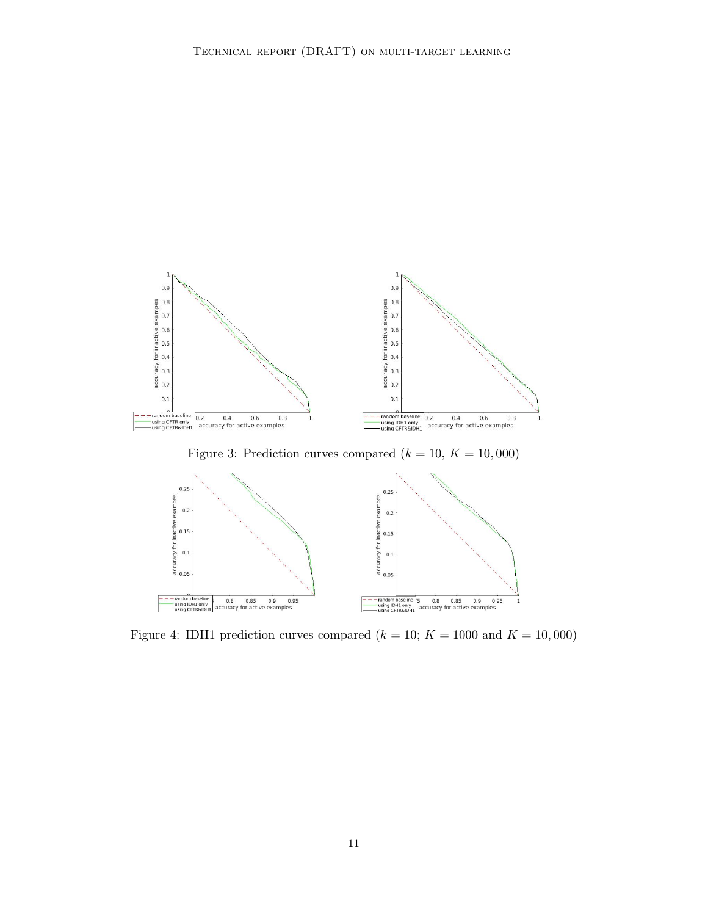Figure 3: Prediction curves compared ($k = 10$, $K = 10,000$)

Figure 4: IDH1 prediction curves compared ($k = 10$; $K = 1000$ and $K = 10,000$)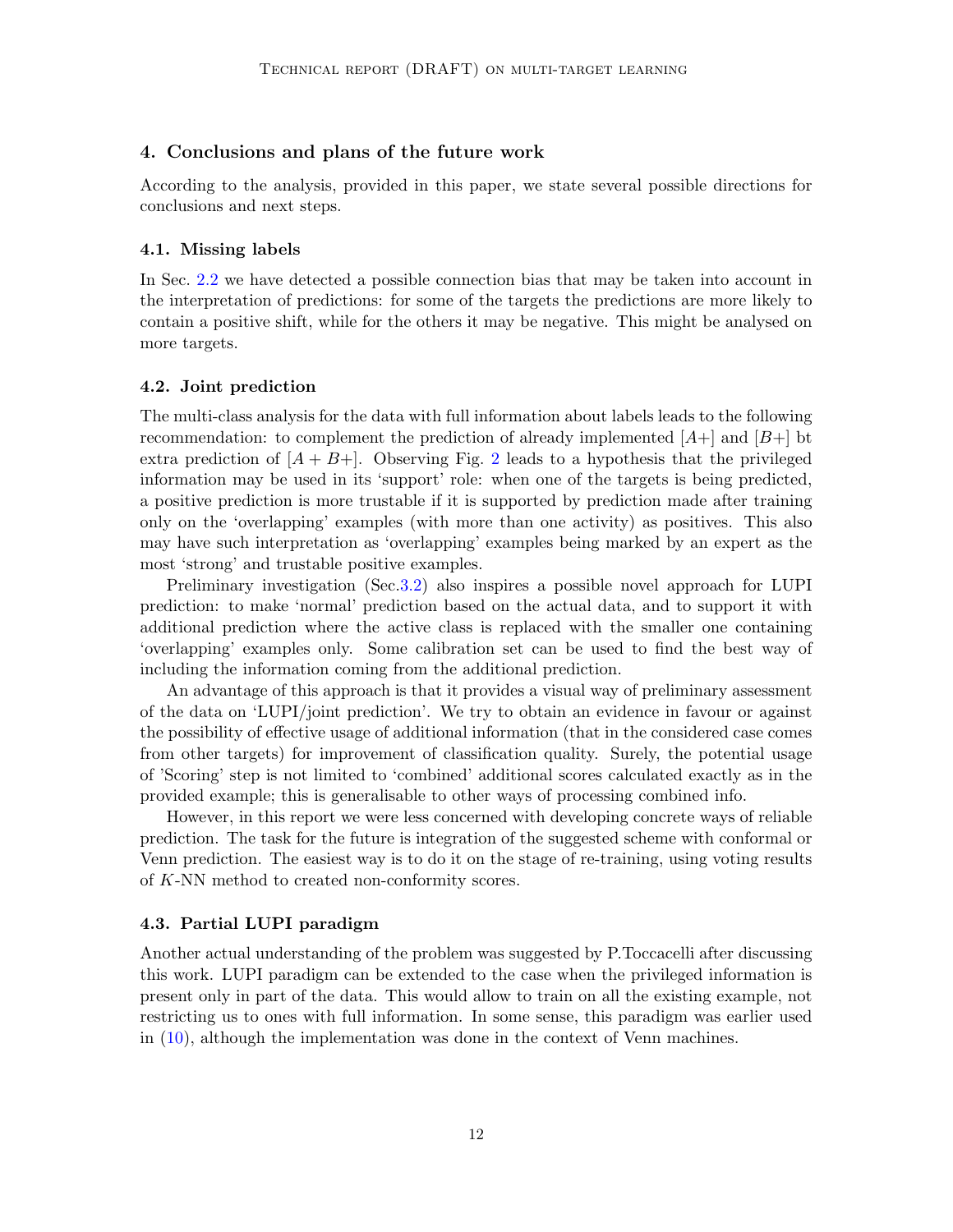## 4. Conclusions and plans of the future work

According to the analysis, provided in this paper, we state several possible directions for conclusions and next steps.

### 4.1. Missing labels

In Sec. 2.2 we have detected a possible connection bias that may be taken into account in the interpretation of predictions: for some of the targets the predictions are more likely to contain a positive shift, while for the others it may be negative. This might be analysed on more targets.

### 4.2. Joint prediction

The multi-class analysis for the data with full information about labels leads to the following recommendation: to complement the prediction of already implemented $[A+]$ and $[B+]$ bt extra prediction of $[A+B+]$. Observing Fig. 2 leads to a hypothesis that the privileged information may be used in its 'support' role: when one of the targets is being predicted, a positive prediction is more trustable if it is supported by prediction made after training only on the 'overlapping' examples (with more than one activity) as positives. This also may have such interpretation as 'overlapping' examples being marked by an expert as the most 'strong' and trustable positive examples.

Preliminary investigation (Sec.3.2) also inspires a possible novel approach for LUPI prediction: to make 'normal' prediction based on the actual data, and to support it with additional prediction where the active class is replaced with the smaller one containing 'overlapping' examples only. Some calibration set can be used to find the best way of including the information coming from the additional prediction.

An advantage of this approach is that it provides a visual way of preliminary assessment of the data on 'LUPI/joint prediction'. We try to obtain an evidence in favour or against the possibility of effective usage of additional information (that in the considered case comes from other targets) for improvement of classification quality. Surely, the potential usage of 'Scoring' step is not limited to 'combined' additional scores calculated exactly as in the provided example; this is generalisable to other ways of processing combined info.

However, in this report we were less concerned with developing concrete ways of reliable prediction. The task for the future is integration of the suggested scheme with conformal or Venn prediction. The easiest way is to do it on the stage of re-training, using voting results of $K$-NN method to created non-conformity scores.

### 4.3. Partial LUPI paradigm

Another actual understanding of the problem was suggested by P.Toccacelli after discussing this work. LUPI paradigm can be extended to the case when the privileged information is present only in part of the data. This would allow to train on all the existing example, not restricting us to ones with full information. In some sense, this paradigm was earlier used in (10), although the implementation was done in the context of Venn machines.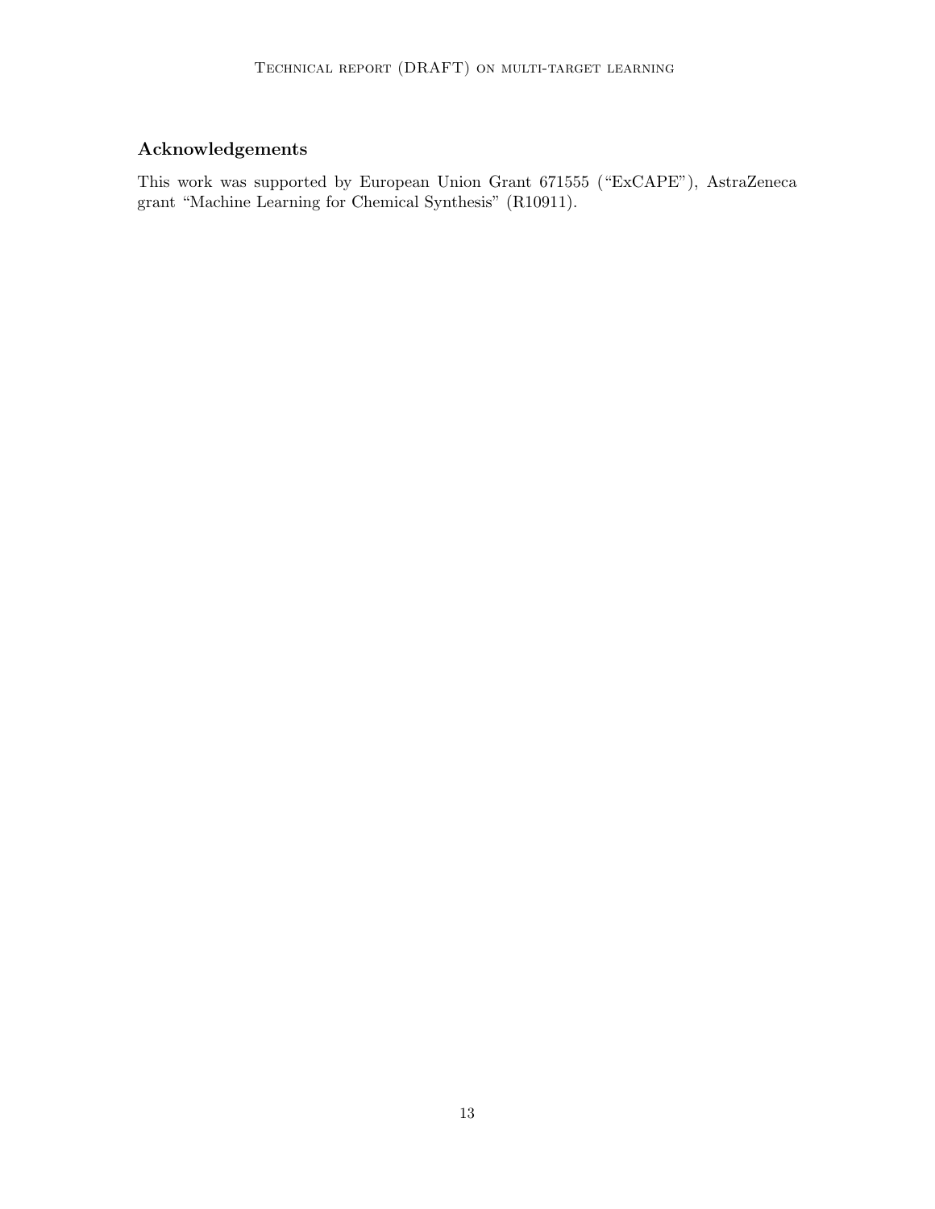## Acknowledgements

This work was supported by European Union Grant 671555 ("ExCAPE"), AstraZeneca grant "Machine Learning for Chemical Synthesis" (R10911).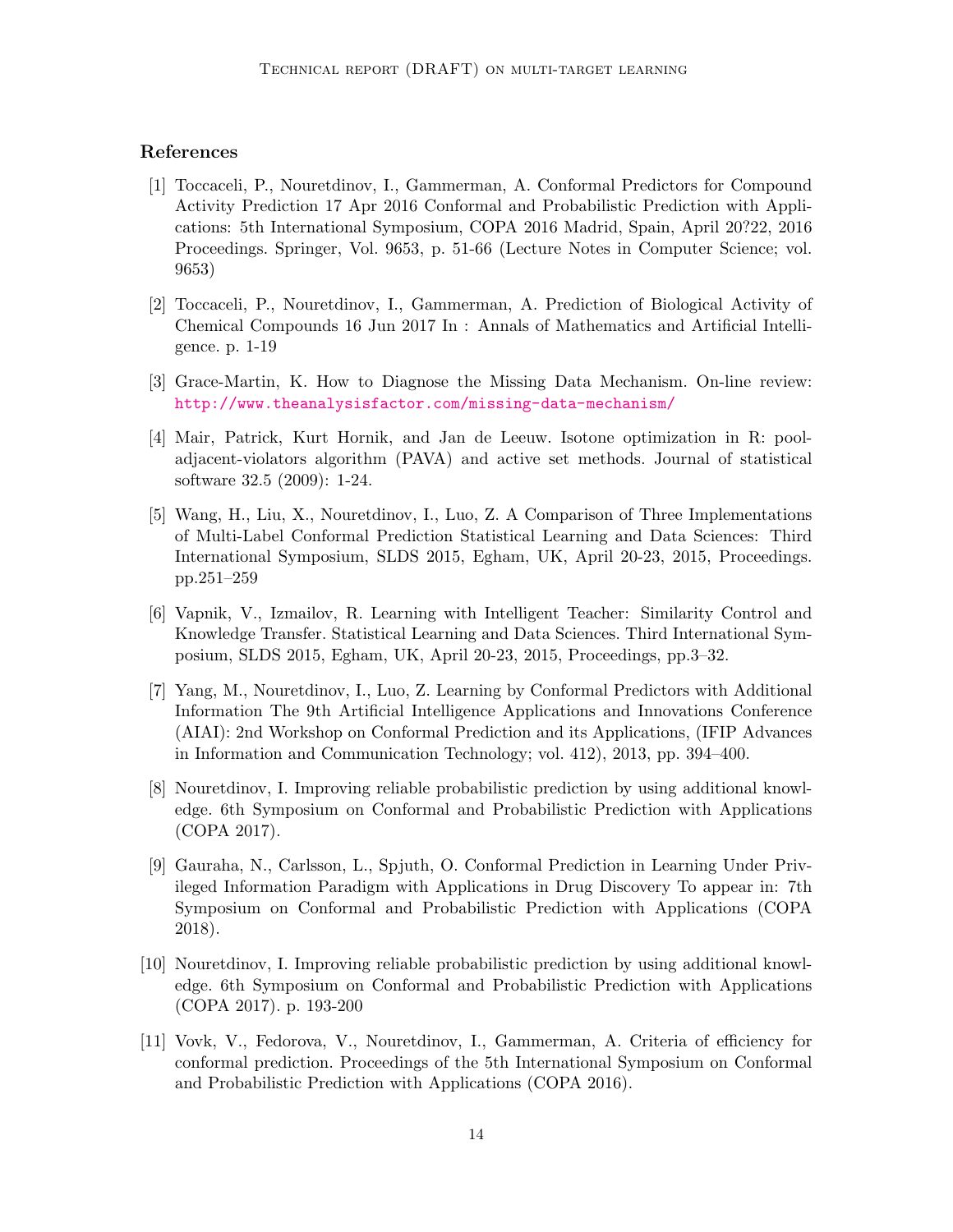## References

[1] Toccaceli, P., Nouretdinov, I., Gammerman, A. Conformal Predictors for Compound Activity Prediction 17 Apr 2016 Conformal and Probabilistic Prediction with Applications: 5th International Symposium, COPA 2016 Madrid, Spain, April 20?22, 2016 Proceedings. Springer, Vol. 9653, p. 51-66 (Lecture Notes in Computer Science; vol. 9653)

[2] Toccaceli, P., Nouretdinov, I., Gammerman, A. Prediction of Biological Activity of Chemical Compounds 16 Jun 2017 In : Annals of Mathematics and Artificial Intelligence. p. 1-19

[3] Grace-Martin, K. How to Diagnose the Missing Data Mechanism. On-line review: http://www.theanalysisfactor.com/missing-data-mechanism/

[4] Mair, Patrick, Kurt Hornik, and Jan de Leeuw. Isotone optimization in R: pool-adjacent-violators algorithm (PAVA) and active set methods. Journal of statistical software 32.5 (2009): 1-24.

[5] Wang, H., Liu, X., Nouretdinov, I., Luo, Z. A Comparison of Three Implementations of Multi-Label Conformal Prediction Statistical Learning and Data Sciences: Third International Symposium, SLDS 2015, Egham, UK, April 20-23, 2015, Proceedings. pp.251–259

[6] Vapnik, V., Izmailov, R. Learning with Intelligent Teacher: Similarity Control and Knowledge Transfer. Statistical Learning and Data Sciences. Third International Symposium, SLDS 2015, Egham, UK, April 20-23, 2015, Proceedings, pp.3–32.

[7] Yang, M., Nouretdinov, I., Luo, Z. Learning by Conformal Predictors with Additional Information The 9th Artificial Intelligence Applications and Innovations Conference (AIAI): 2nd Workshop on Conformal Prediction and its Applications, (IFIP Advances in Information and Communication Technology; vol. 412), 2013, pp. 394–400.

[8] Nouretdinov, I. Improving reliable probabilistic prediction by using additional knowledge. 6th Symposium on Conformal and Probabilistic Prediction with Applications (COPA 2017).

[9] Gauraha, N., Carlsson, L., Spjuth, O. Conformal Prediction in Learning Under Privileged Information Paradigm with Applications in Drug Discovery To appear in: 7th Symposium on Conformal and Probabilistic Prediction with Applications (COPA 2018).

[10] Nouretdinov, I. Improving reliable probabilistic prediction by using additional knowledge. 6th Symposium on Conformal and Probabilistic Prediction with Applications (COPA 2017). p. 193-200

[11] Vovk, V., Fedorova, V., Nouretdinov, I., Gammerman, A. Criteria of efficiency for conformal prediction. Proceedings of the 5th International Symposium on Conformal and Probabilistic Prediction with Applications (COPA 2016).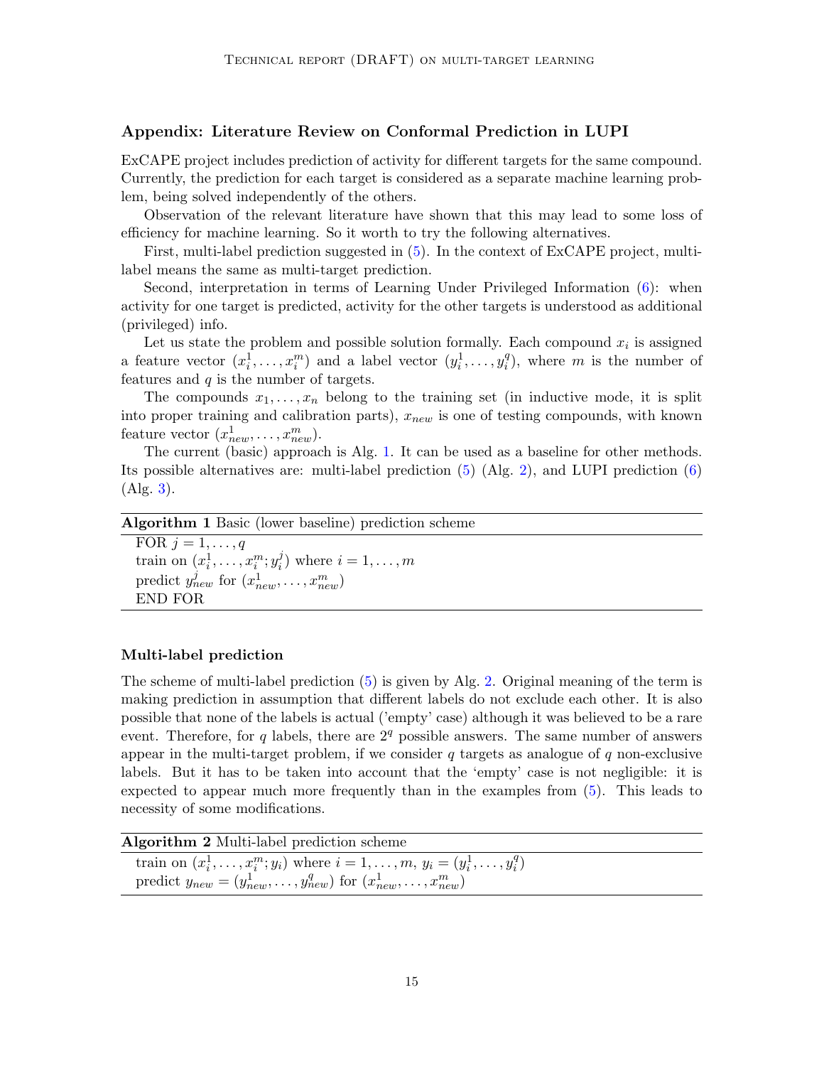### Appendix: Literature Review on Conformal Prediction in LUPI

ExCAPE project includes prediction of activity for different targets for the same compound. Currently, the prediction for each target is considered as a separate machine learning problem, being solved independently of the others.

Observation of the relevant literature have shown that this may lead to some loss of efficiency for machine learning. So it worth to try the following alternatives.

First, multi-label prediction suggested in (5). In the context of ExCAPE project, multi-label means the same as multi-target prediction.

Second, interpretation in terms of Learning Under Privileged Information (6): when activity for one target is predicted, activity for the other targets is understood as additional (privileged) info.

Let us state the problem and possible solution formally. Each compound $x_i$ is assigned a feature vector $(x_i^1, \ldots, x_i^m)$ and a label vector $(y_i^1, \ldots, y_i^q)$, where $m$ is the number of features and $q$ is the number of targets.

The compounds $x_1, \ldots, x_n$ belong to the training set (in inductive mode, it is split into proper training and calibration parts), $x_{new}$ is one of testing compounds, with known feature vector $(x_{new}^1, \ldots, x_{new}^m)$.

The current (basic) approach is Alg. 1. It can be used as a baseline for other methods. Its possible alternatives are: multi-label prediction (5) (Alg. 2), and LUPI prediction (6) (Alg. 3).

**Algorithm 1** Basic (lower baseline) prediction scheme

```
FOR j = 1, ..., q
train on (x_i^1, ..., x_i^m; y_i^j) where i = 1, ..., m
predict y_new^j for (x_new^1, ..., x_new^m)
END FOR
```

#### Multi-label prediction

The scheme of multi-label prediction (5) is given by Alg. 2. Original meaning of the term is making prediction in assumption that different labels do not exclude each other. It is also possible that none of the labels is actual ('empty' case) although it was believed to be a rare event. Therefore, for $q$ labels, there are $2^q$ possible answers. The same number of answers appear in the multi-target problem, if we consider $q$ targets as analogue of $q$ non-exclusive labels. But it has to be taken into account that the 'empty' case is not negligible: it is expected to appear much more frequently than in the examples from (5). This leads to necessity of some modifications.

**Algorithm 2** Multi-label prediction scheme

```
train on (x_i^1, ..., x_i^m; y_i) where i = 1, ..., m, y_i = (y_i^1, ..., y_i^q)
predict y_new = (y_new^1, ..., y_new^q) for (x_new^1, ..., x_new^m)
```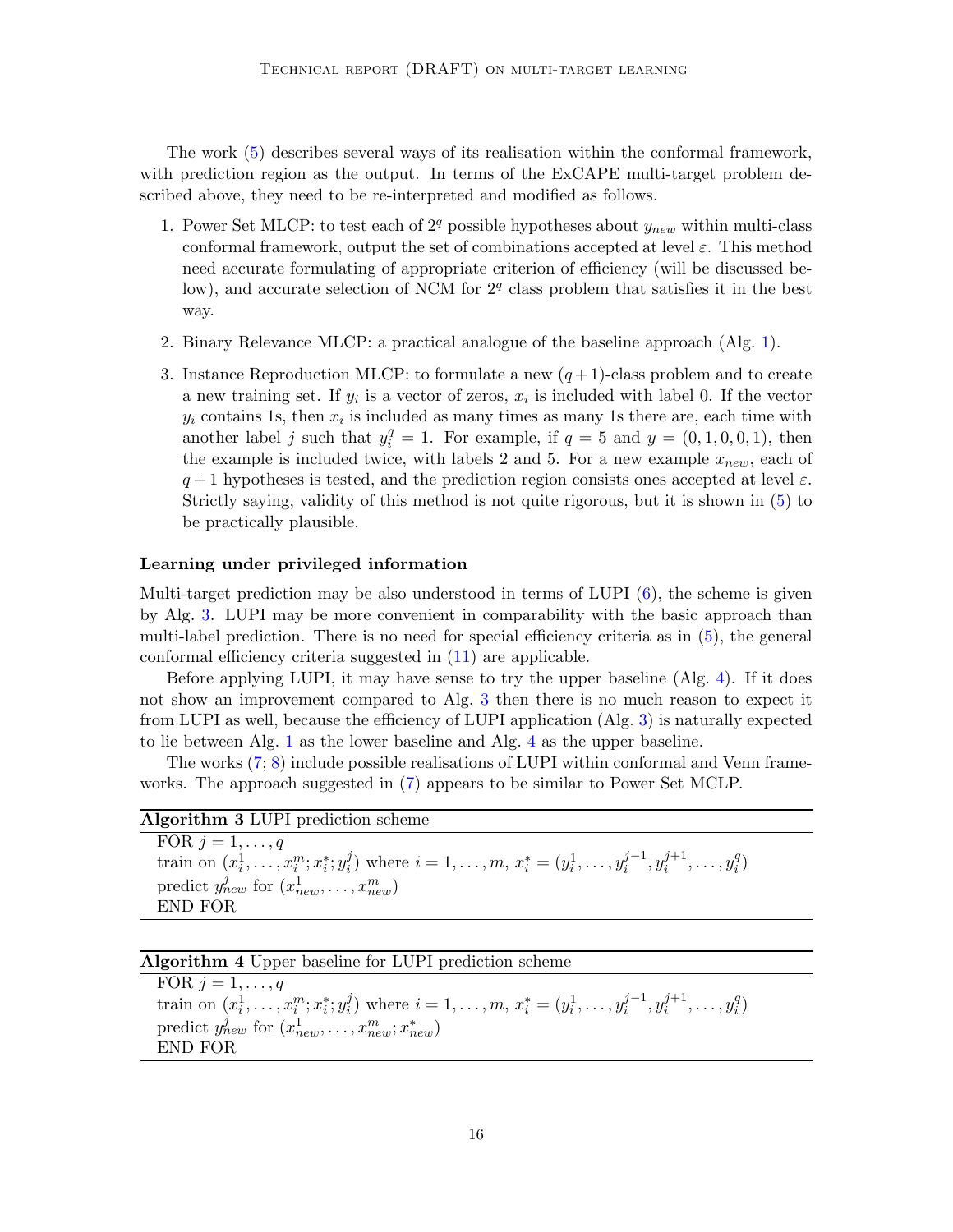The work (5) describes several ways of its realisation within the conformal framework, with prediction region as the output. In terms of the ExCAPE multi-target problem described above, they need to be re-interpreted and modified as follows.

1. Power Set MLCP: to test each of $2^q$ possible hypotheses about $y_{new}$ within multi-class conformal framework, output the set of combinations accepted at level $\varepsilon$. This method need accurate formulating of appropriate criterion of efficiency (will be discussed below), and accurate selection of NCM for $2^q$ class problem that satisfies it in the best way.

2. Binary Relevance MLCP: a practical analogue of the baseline approach (Alg. 1).

3. Instance Reproduction MLCP: to formulate a new $(q+1)$-class problem and to create a new training set. If $y_i$ is a vector of zeros, $x_i$ is included with label 0. If the vector $y_i$ contains 1s, then $x_i$ is included as many times as many 1s there are, each time with another label $j$ such that $y_i^q = 1$. For example, if $q = 5$ and $y = (0, 1, 0, 0, 1)$, then the example is included twice, with labels 2 and 5. For a new example $x_{new}$, each of $q+1$ hypotheses is tested, and the prediction region consists ones accepted at level $\varepsilon$. Strictly saying, validity of this method is not quite rigorous, but it is shown in (5) to be practically plausible.

#### Learning under privileged information

Multi-target prediction may be also understood in terms of LUPI (6), the scheme is given by Alg. 3. LUPI may be more convenient in comparability with the basic approach than multi-label prediction. There is no need for special efficiency criteria as in (5), the general conformal efficiency criteria suggested in (11) are applicable.

Before applying LUPI, it may have sense to try the upper baseline (Alg. 4). If it does not show an improvement compared to Alg. 3 then there is no much reason to expect it from LUPI as well, because the efficiency of LUPI application (Alg. 3) is naturally expected to lie between Alg. 1 as the lower baseline and Alg. 4 as the upper baseline.

The works (7; 8) include possible realisations of LUPI within conformal and Venn frameworks. The approach suggested in (7) appears to be similar to Power Set MCLP.

**Algorithm 3** LUPI prediction scheme

FOR $j = 1, \dots, q$
train on $(x_i^1, \dots, x_i^m; x_i^*; y_i^j)$ where $i = 1, \dots, m$, $x_i^* = (y_i^1, \dots, y_i^{j-1}, y_i^{j+1}, \dots, y_i^q)$
predict $y_{new}^j$ for $(x_{new}^1, \dots, x_{new}^m)$
END FOR

**Algorithm 4** Upper baseline for LUPI prediction scheme

FOR $j = 1, \dots, q$
train on $(x_i^1, \dots, x_i^m; x_i^*; y_i^j)$ where $i = 1, \dots, m$, $x_i^* = (y_i^1, \dots, y_i^{j-1}, y_i^{j+1}, \dots, y_i^q)$
predict $y_{new}^j$ for $(x_{new}^1, \dots, x_{new}^m; x_{new}^*)$
END FOR